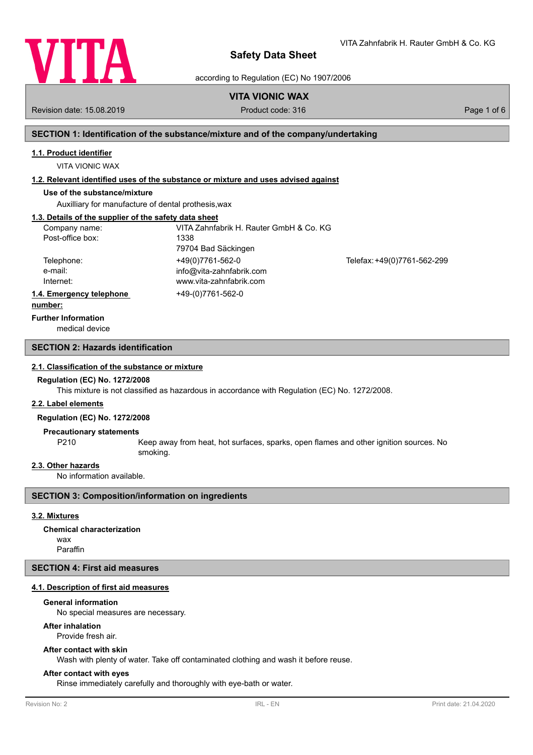# Safety Data Sheet

according to Regulation (EC) No 1907/2006

VITA Zahnfabrik H. Rauter GmbH & Co. KG

**VITA VIONIC WAX**

Revision date: 15.08.2019 | Product code: 316

## SECTION 1: Identification of the substance/mixture and of the company/undertaking

### 1.1. Product identifier

VITA VIONIC WAX

### 1.2. Relevant identified uses of the substance or mixture and uses advised against

**Use of the substance/mixture**

Auxilliary for manufacture of dental prothesis,wax

### 1.3. Details of the supplier of the safety data sheet

| | | |
|---|---|---|
| Company name: | VITA Zahnfabrik H. Rauter GmbH & Co. KG | |
| Post-office box: | 1338 | |
| | 79704 Bad Säckingen | |
| Telephone: | +49(0)7761-562-0 | Telefax: +49(0)7761-562-299 |
| e-mail: | info@vita-zahnfabrik.com | |
| Internet: | www.vita-zahnfabrik.com | |

### 1.4. Emergency telephone number:

+49-(0)7761-562-0

**Further Information**

medical device

## SECTION 2: Hazards identification

### 2.1. Classification of the substance or mixture

**Regulation (EC) No. 1272/2008**

This mixture is not classified as hazardous in accordance with Regulation (EC) No. 1272/2008.

### 2.2. Label elements

**Regulation (EC) No. 1272/2008**

**Precautionary statements**

P210 Keep away from heat, hot surfaces, sparks, open flames and other ignition sources. No smoking.

### 2.3. Other hazards

No information available.

## SECTION 3: Composition/information on ingredients

### 3.2. Mixtures

**Chemical characterization**

wax
Paraffin

## SECTION 4: First aid measures

### 4.1. Description of first aid measures

**General information**

No special measures are necessary.

**After inhalation**

Provide fresh air.

**After contact with skin**

Wash with plenty of water. Take off contaminated clothing and wash it before reuse.

**After contact with eyes**

Rinse immediately carefully and thoroughly with eye-bath or water.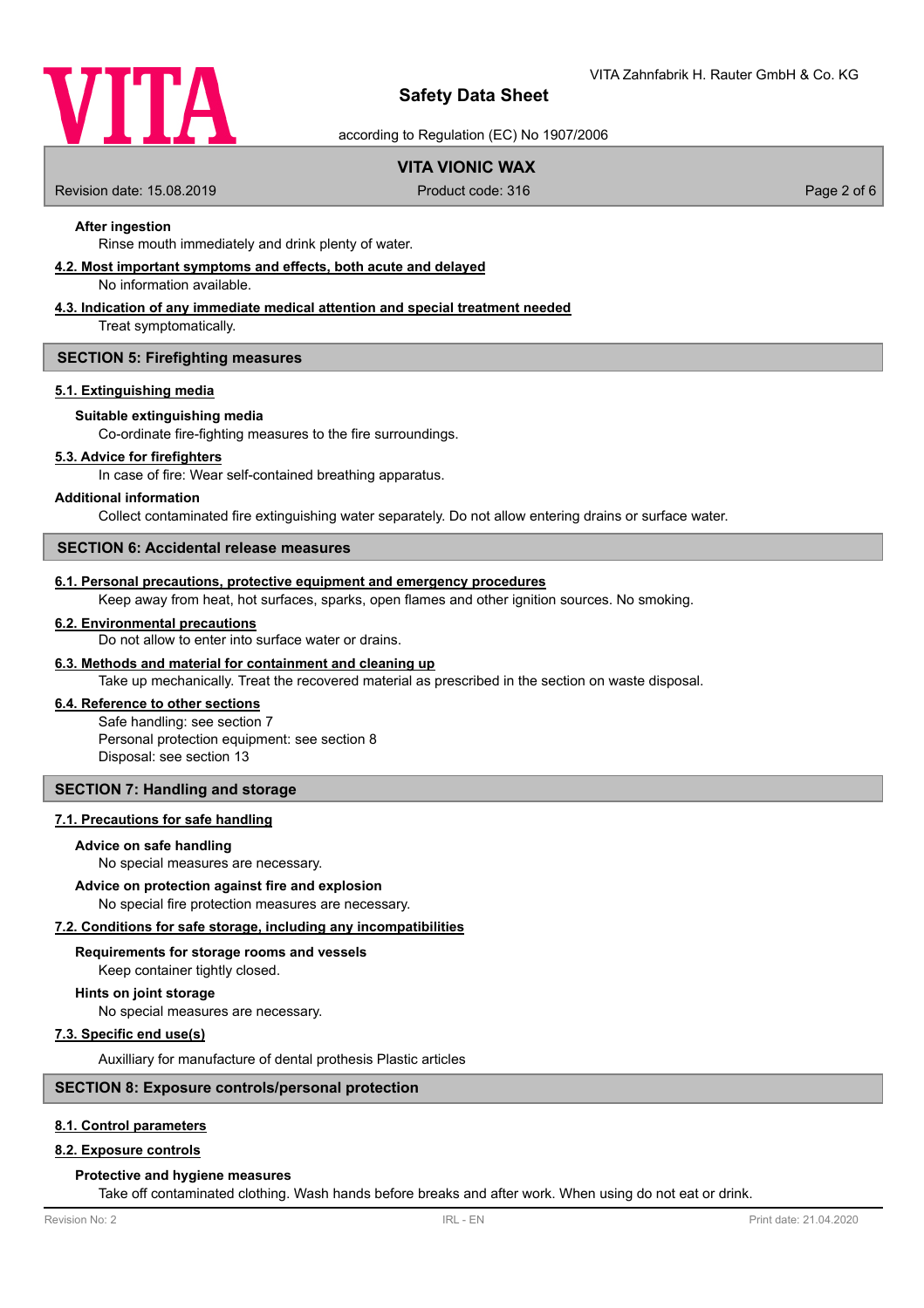#### After ingestion

Rinse mouth immediately and drink plenty of water.

### 4.2. Most important symptoms and effects, both acute and delayed

No information available.

### 4.3. Indication of any immediate medical attention and special treatment needed

Treat symptomatically.

## SECTION 5: Firefighting measures

### 5.1. Extinguishing media

#### Suitable extinguishing media

Co-ordinate fire-fighting measures to the fire surroundings.

### 5.3. Advice for firefighters

In case of fire: Wear self-contained breathing apparatus.

#### Additional information

Collect contaminated fire extinguishing water separately. Do not allow entering drains or surface water.

## SECTION 6: Accidental release measures

### 6.1. Personal precautions, protective equipment and emergency procedures

Keep away from heat, hot surfaces, sparks, open flames and other ignition sources. No smoking.

### 6.2. Environmental precautions

Do not allow to enter into surface water or drains.

### 6.3. Methods and material for containment and cleaning up

Take up mechanically. Treat the recovered material as prescribed in the section on waste disposal.

### 6.4. Reference to other sections

Safe handling: see section 7
Personal protection equipment: see section 8
Disposal: see section 13

## SECTION 7: Handling and storage

### 7.1. Precautions for safe handling

#### Advice on safe handling

No special measures are necessary.

#### Advice on protection against fire and explosion

No special fire protection measures are necessary.

### 7.2. Conditions for safe storage, including any incompatibilities

#### Requirements for storage rooms and vessels

Keep container tightly closed.

#### Hints on joint storage

No special measures are necessary.

### 7.3. Specific end use(s)

Auxilliary for manufacture of dental prothesis Plastic articles

## SECTION 8: Exposure controls/personal protection

### 8.1. Control parameters

### 8.2. Exposure controls

#### Protective and hygiene measures

Take off contaminated clothing. Wash hands before breaks and after work. When using do not eat or drink.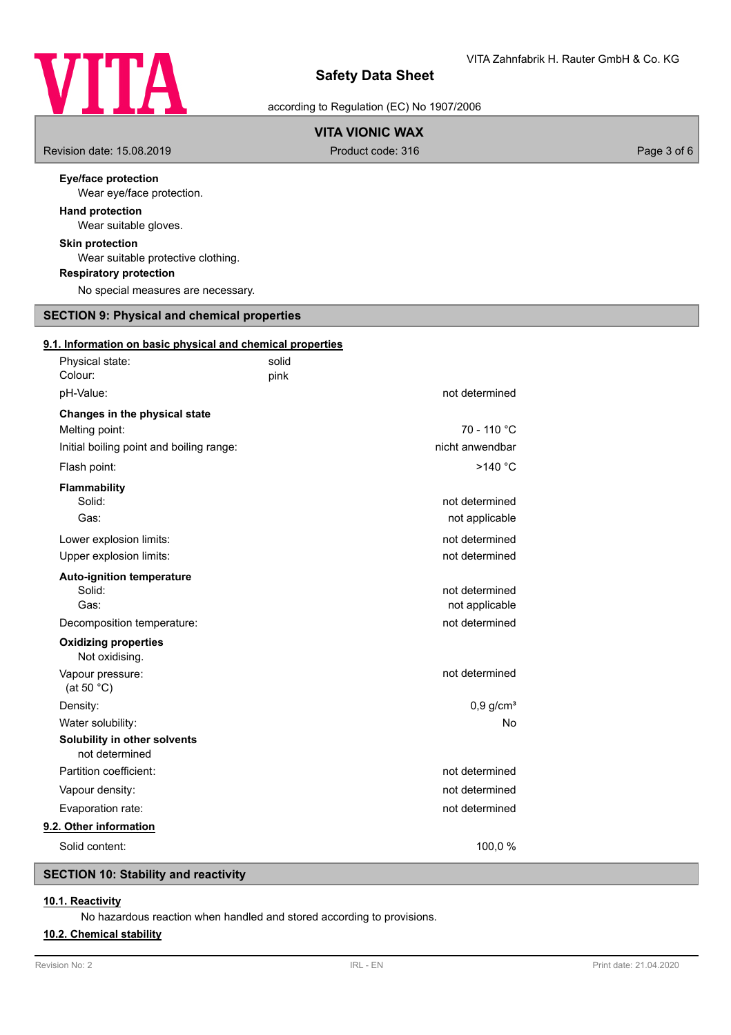**Eye/face protection**

Wear eye/face protection.

**Hand protection**

Wear suitable gloves.

**Skin protection**

Wear suitable protective clothing.

**Respiratory protection**

No special measures are necessary.

## SECTION 9: Physical and chemical properties

### 9.1. Information on basic physical and chemical properties

Physical state: solid

Colour: pink

| | |
|---|---|
| pH-Value: | not determined |
| **Changes in the physical state** | |
| Melting point: | 70 - 110 °C |
| Initial boiling point and boiling range: | nicht anwendbar |
| Flash point: | >140 °C |
| **Flammability** | |
| Solid: | not determined |
| Gas: | not applicable |
| Lower explosion limits: | not determined |
| Upper explosion limits: | not determined |
| **Auto-ignition temperature** | |
| Solid: | not determined |
| Gas: | not applicable |
| Decomposition temperature: | not determined |

**Oxidizing properties**

Not oxidising.

| | |
|---|---|
| Vapour pressure: (at 50 °C) | not determined |
| Density: | 0,9 g/cm³ |
| Water solubility: | No |

**Solubility in other solvents**

not determined

| | |
|---|---|
| Partition coefficient: | not determined |
| Vapour density: | not determined |
| Evaporation rate: | not determined |

### 9.2. Other information

| | |
|---|---|
| Solid content: | 100,0 % |

## SECTION 10: Stability and reactivity

### 10.1. Reactivity

No hazardous reaction when handled and stored according to provisions.

### 10.2. Chemical stability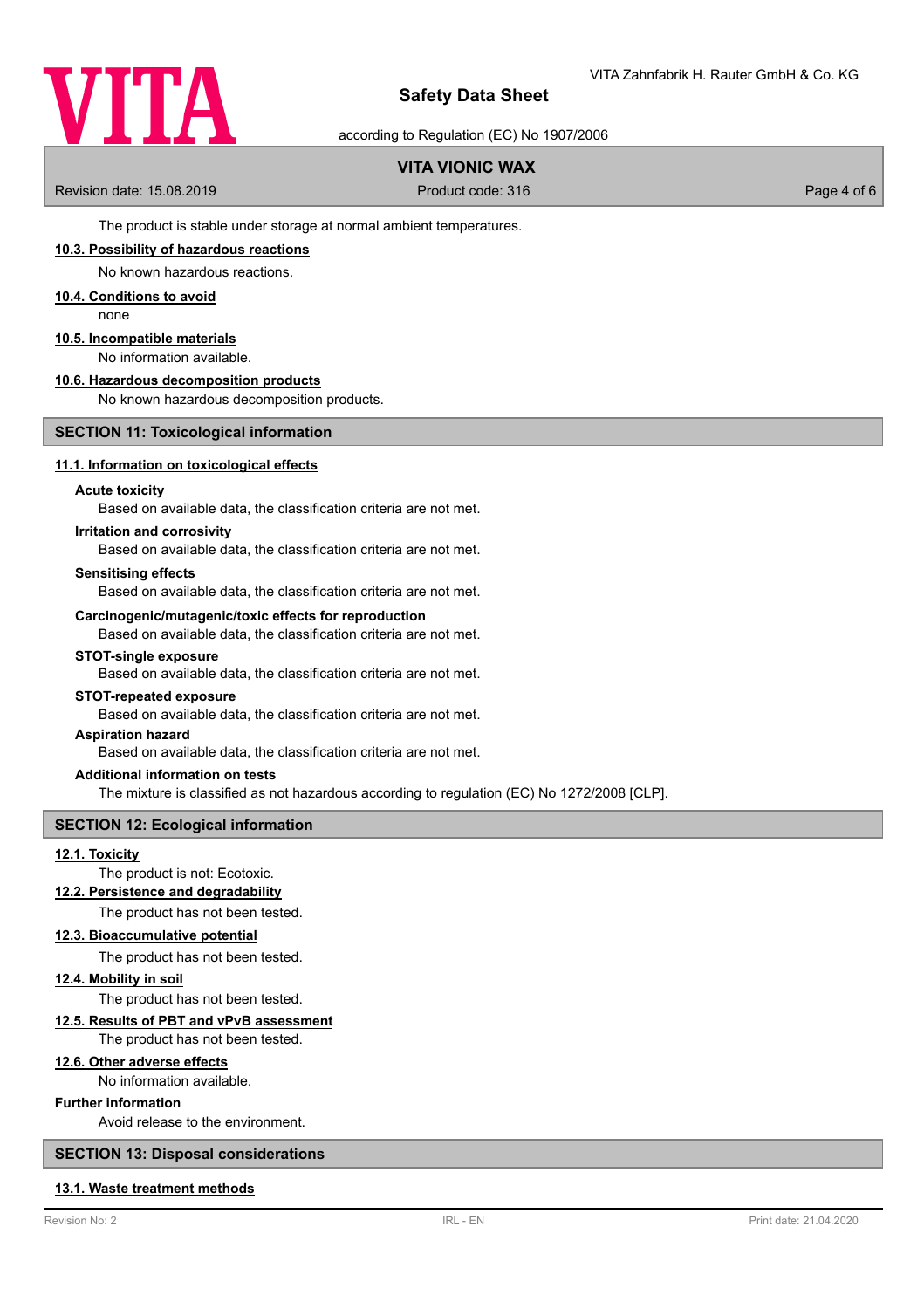The product is stable under storage at normal ambient temperatures.

### 10.3. Possibility of hazardous reactions

No known hazardous reactions.

### 10.4. Conditions to avoid

none

### 10.5. Incompatible materials

No information available.

### 10.6. Hazardous decomposition products

No known hazardous decomposition products.

## SECTION 11: Toxicological information

### 11.1. Information on toxicological effects

**Acute toxicity**

Based on available data, the classification criteria are not met.

**Irritation and corrosivity**

Based on available data, the classification criteria are not met.

**Sensitising effects**

Based on available data, the classification criteria are not met.

**Carcinogenic/mutagenic/toxic effects for reproduction**

Based on available data, the classification criteria are not met.

**STOT-single exposure**

Based on available data, the classification criteria are not met.

**STOT-repeated exposure**

Based on available data, the classification criteria are not met.

**Aspiration hazard**

Based on available data, the classification criteria are not met.

**Additional information on tests**

The mixture is classified as not hazardous according to regulation (EC) No 1272/2008 [CLP].

## SECTION 12: Ecological information

### 12.1. Toxicity

The product is not: Ecotoxic.

### 12.2. Persistence and degradability

The product has not been tested.

### 12.3. Bioaccumulative potential

The product has not been tested.

### 12.4. Mobility in soil

The product has not been tested.

### 12.5. Results of PBT and vPvB assessment

The product has not been tested.

### 12.6. Other adverse effects

No information available.

**Further information**

Avoid release to the environment.

## SECTION 13: Disposal considerations

### 13.1. Waste treatment methods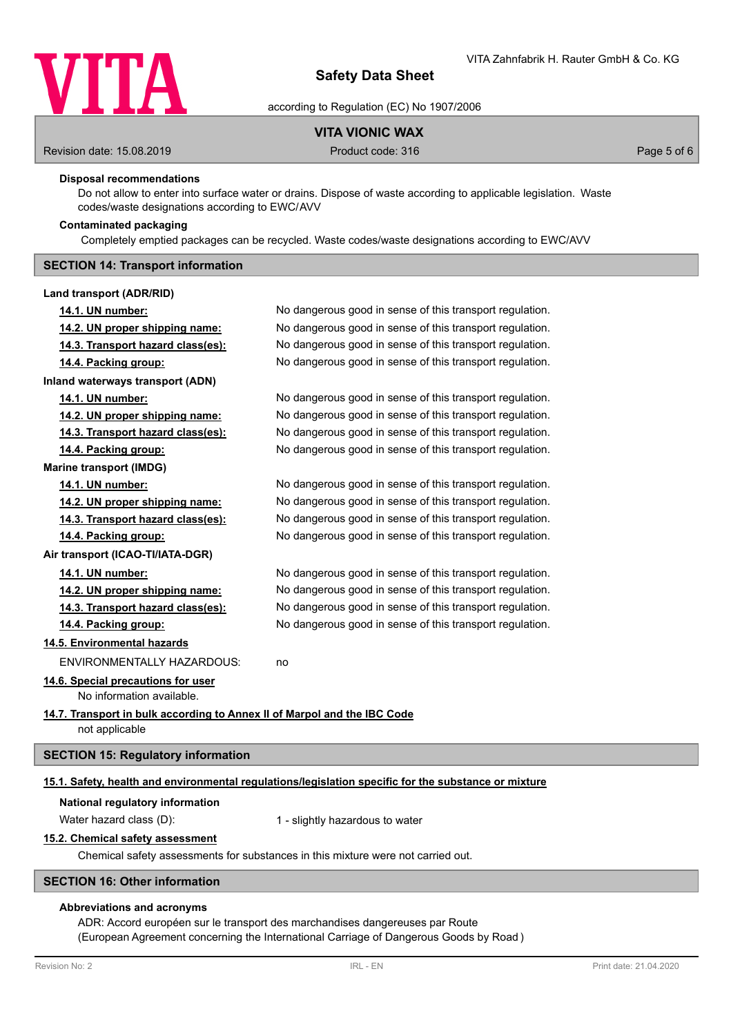**Disposal recommendations**

Do not allow to enter into surface water or drains. Dispose of waste according to applicable legislation. Waste codes/waste designations according to EWC/AVV

**Contaminated packaging**

Completely emptied packages can be recycled. Waste codes/waste designations according to EWC/AVV

## SECTION 14: Transport information

**Land transport (ADR/RID)**

| | |
|---|---|
| **14.1. UN number:** | No dangerous good in sense of this transport regulation. |
| **14.2. UN proper shipping name:** | No dangerous good in sense of this transport regulation. |
| **14.3. Transport hazard class(es):** | No dangerous good in sense of this transport regulation. |
| **14.4. Packing group:** | No dangerous good in sense of this transport regulation. |

**Inland waterways transport (ADN)**

| | |
|---|---|
| **14.1. UN number:** | No dangerous good in sense of this transport regulation. |
| **14.2. UN proper shipping name:** | No dangerous good in sense of this transport regulation. |
| **14.3. Transport hazard class(es):** | No dangerous good in sense of this transport regulation. |
| **14.4. Packing group:** | No dangerous good in sense of this transport regulation. |

**Marine transport (IMDG)**

| | |
|---|---|
| **14.1. UN number:** | No dangerous good in sense of this transport regulation. |
| **14.2. UN proper shipping name:** | No dangerous good in sense of this transport regulation. |
| **14.3. Transport hazard class(es):** | No dangerous good in sense of this transport regulation. |
| **14.4. Packing group:** | No dangerous good in sense of this transport regulation. |

**Air transport (ICAO-TI/IATA-DGR)**

| | |
|---|---|
| **14.1. UN number:** | No dangerous good in sense of this transport regulation. |
| **14.2. UN proper shipping name:** | No dangerous good in sense of this transport regulation. |
| **14.3. Transport hazard class(es):** | No dangerous good in sense of this transport regulation. |
| **14.4. Packing group:** | No dangerous good in sense of this transport regulation. |

**14.5. Environmental hazards**

ENVIRONMENTALLY HAZARDOUS: no

**14.6. Special precautions for user**

No information available.

**14.7. Transport in bulk according to Annex II of Marpol and the IBC Code**

not applicable

## SECTION 15: Regulatory information

**15.1. Safety, health and environmental regulations/legislation specific for the substance or mixture**

**National regulatory information**

Water hazard class (D): 1 - slightly hazardous to water

**15.2. Chemical safety assessment**

Chemical safety assessments for substances in this mixture were not carried out.

## SECTION 16: Other information

**Abbreviations and acronyms**

ADR: Accord européen sur le transport des marchandises dangereuses par Route
(European Agreement concerning the International Carriage of Dangerous Goods by Road )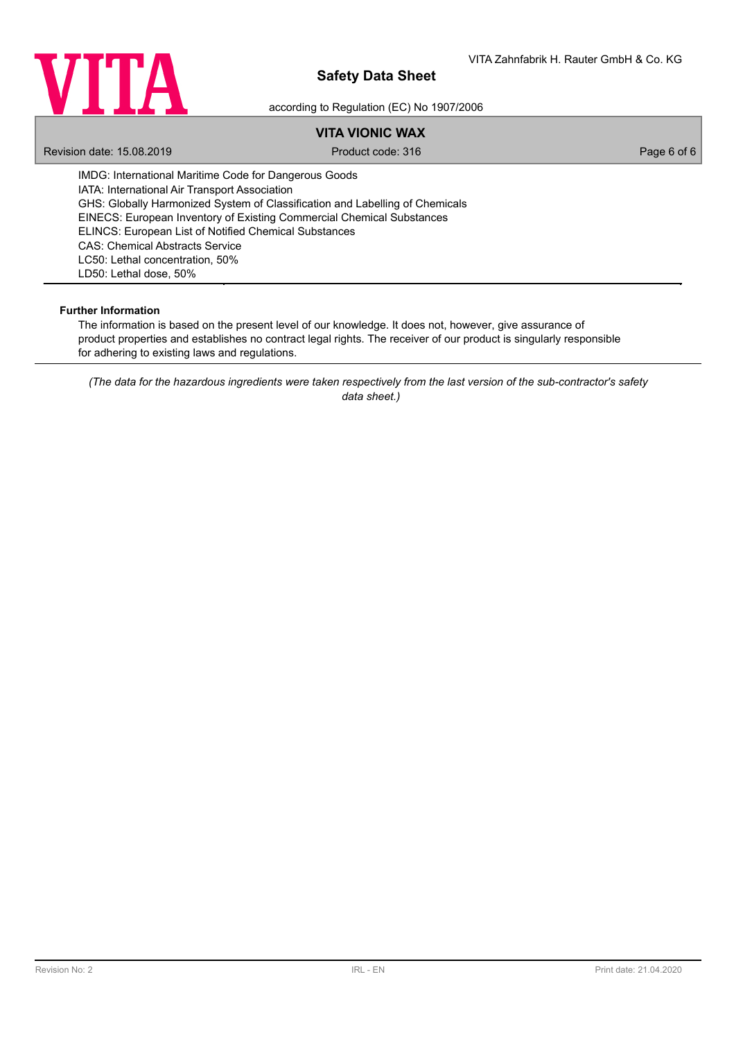IMDG: International Maritime Code for Dangerous Goods
IATA: International Air Transport Association
GHS: Globally Harmonized System of Classification and Labelling of Chemicals
EINECS: European Inventory of Existing Commercial Chemical Substances
ELINCS: European List of Notified Chemical Substances
CAS: Chemical Abstracts Service
LC50: Lethal concentration, 50%
LD50: Lethal dose, 50%

---

**Further Information**

The information is based on the present level of our knowledge. It does not, however, give assurance of product properties and establishes no contract legal rights. The receiver of our product is singularly responsible for adhering to existing laws and regulations.

---

*(The data for the hazardous ingredients were taken respectively from the last version of the sub-contractor's safety data sheet.)*